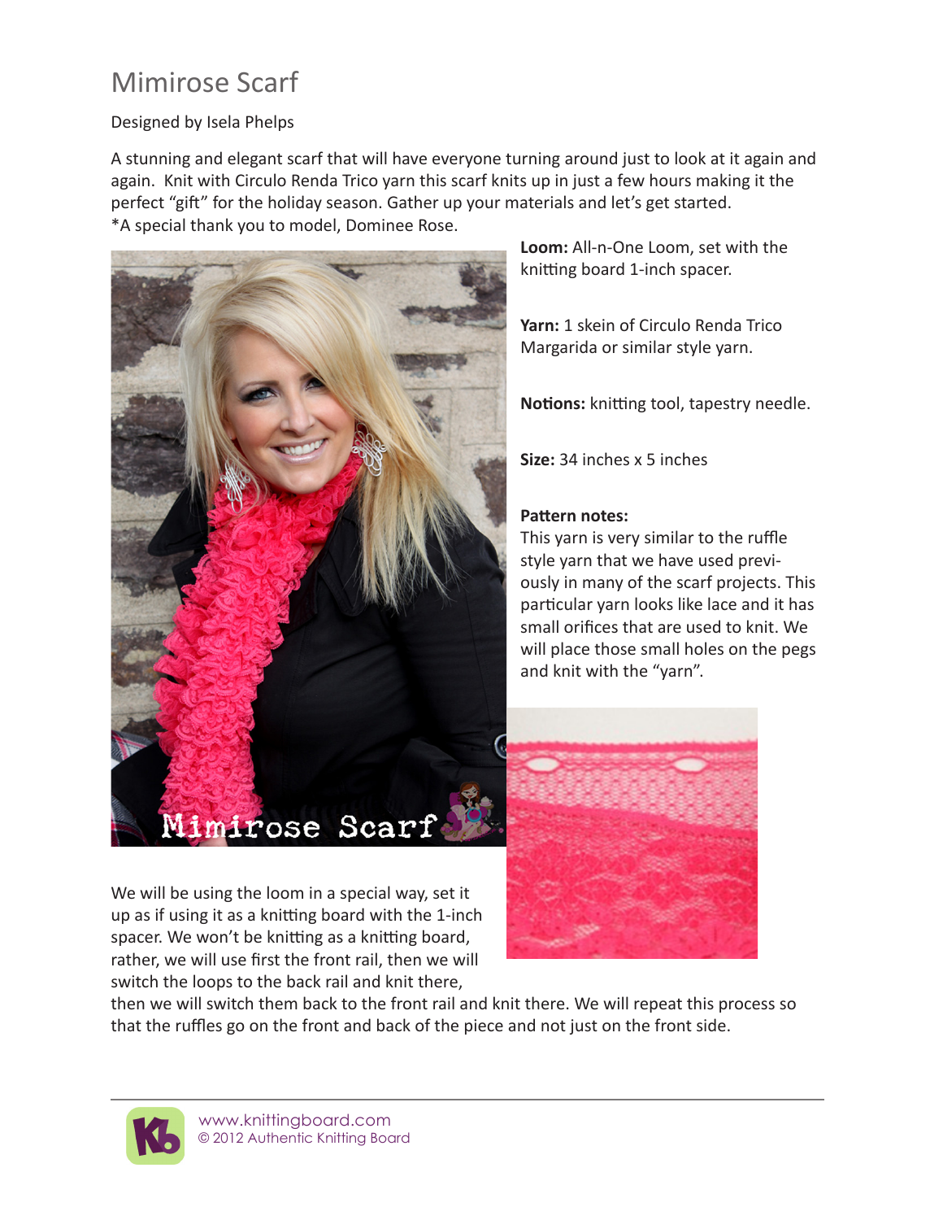# Mimirose Scarf

Designed by Isela Phelps

A stunning and elegant scarf that will have everyone turning around just to look at it again and again. Knit with Circulo Renda Trico yarn this scarf knits up in just a few hours making it the perfect "gift" for the holiday season. Gather up your materials and let's get started.
*A special thank you to model, Dominee Rose.

**Loom:** All-n-One Loom, set with the knitting board 1-inch spacer.

**Yarn:** 1 skein of Circulo Renda Trico Margarida or similar style yarn.

**Notions:** knitting tool, tapestry needle.

**Size:** 34 inches x 5 inches

**Pattern notes:**
This yarn is very similar to the ruffle style yarn that we have used previously in many of the scarf projects. This particular yarn looks like lace and it has small orifices that are used to knit. We will place those small holes on the pegs and knit with the "yarn".

We will be using the loom in a special way, set it up as if using it as a knitting board with the 1-inch spacer. We won't be knitting as a knitting board, rather, we will use first the front rail, then we will switch the loops to the back rail and knit there, then we will switch them back to the front rail and knit there. We will repeat this process so that the ruffles go on the front and back of the piece and not just on the front side.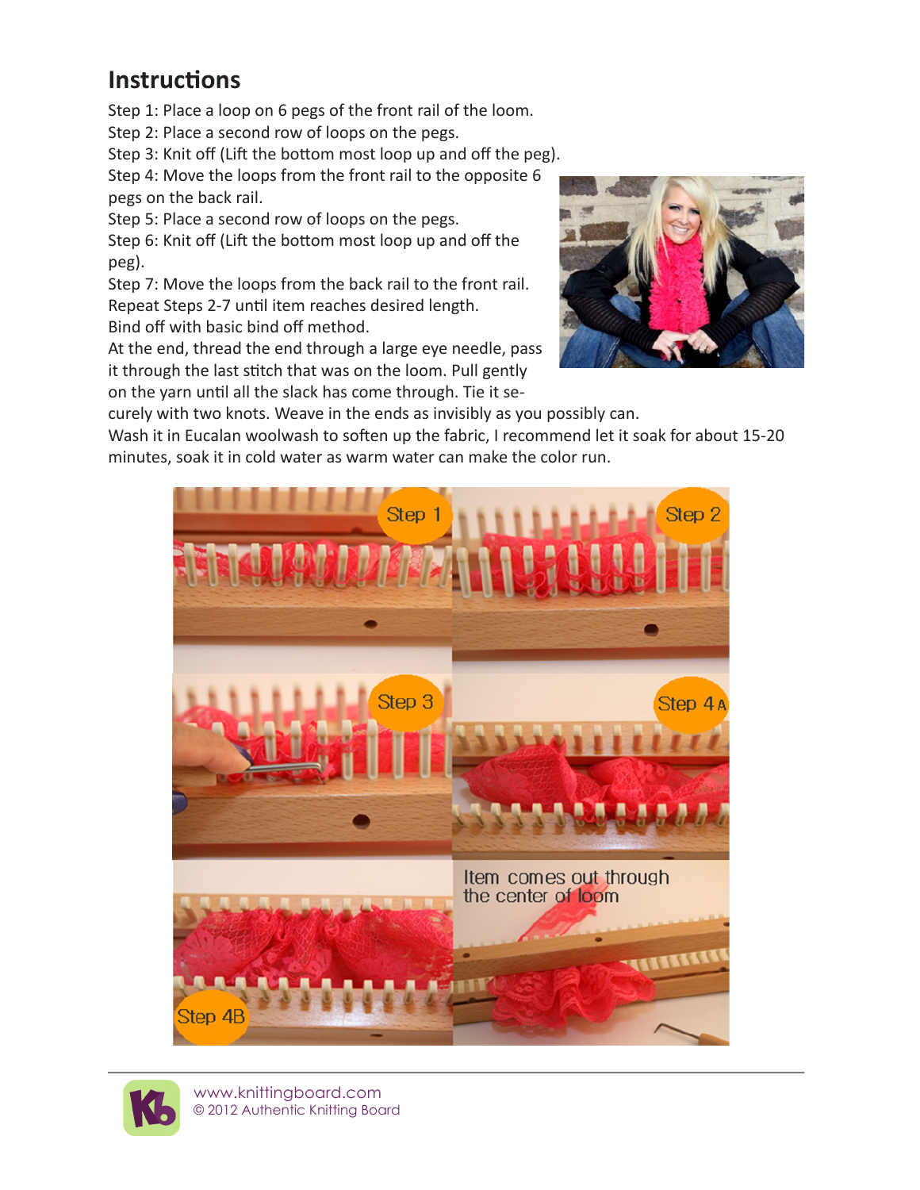## Instructions

Step 1: Place a loop on 6 pegs of the front rail of the loom.
Step 2: Place a second row of loops on the pegs.
Step 3: Knit off (Lift the bottom most loop up and off the peg).
Step 4: Move the loops from the front rail to the opposite 6 pegs on the back rail.
Step 5: Place a second row of loops on the pegs.
Step 6: Knit off (Lift the bottom most loop up and off the peg).
Step 7: Move the loops from the back rail to the front rail.
Repeat Steps 2-7 until item reaches desired length.
Bind off with basic bind off method.
At the end, thread the end through a large eye needle, pass it through the last stitch that was on the loom. Pull gently on the yarn until all the slack has come through. Tie it securely with two knots. Weave in the ends as invisibly as you possibly can.
Wash it in Eucalan woolwash to soften up the fabric, I recommend let it soak for about 15-20 minutes, soak it in cold water as warm water can make the color run.

Step 1

Step 2

Step 3

Step 4A

Step 4B

Item comes out through the center of loom

www.knittingboard.com
© 2012 Authentic Knitting Board